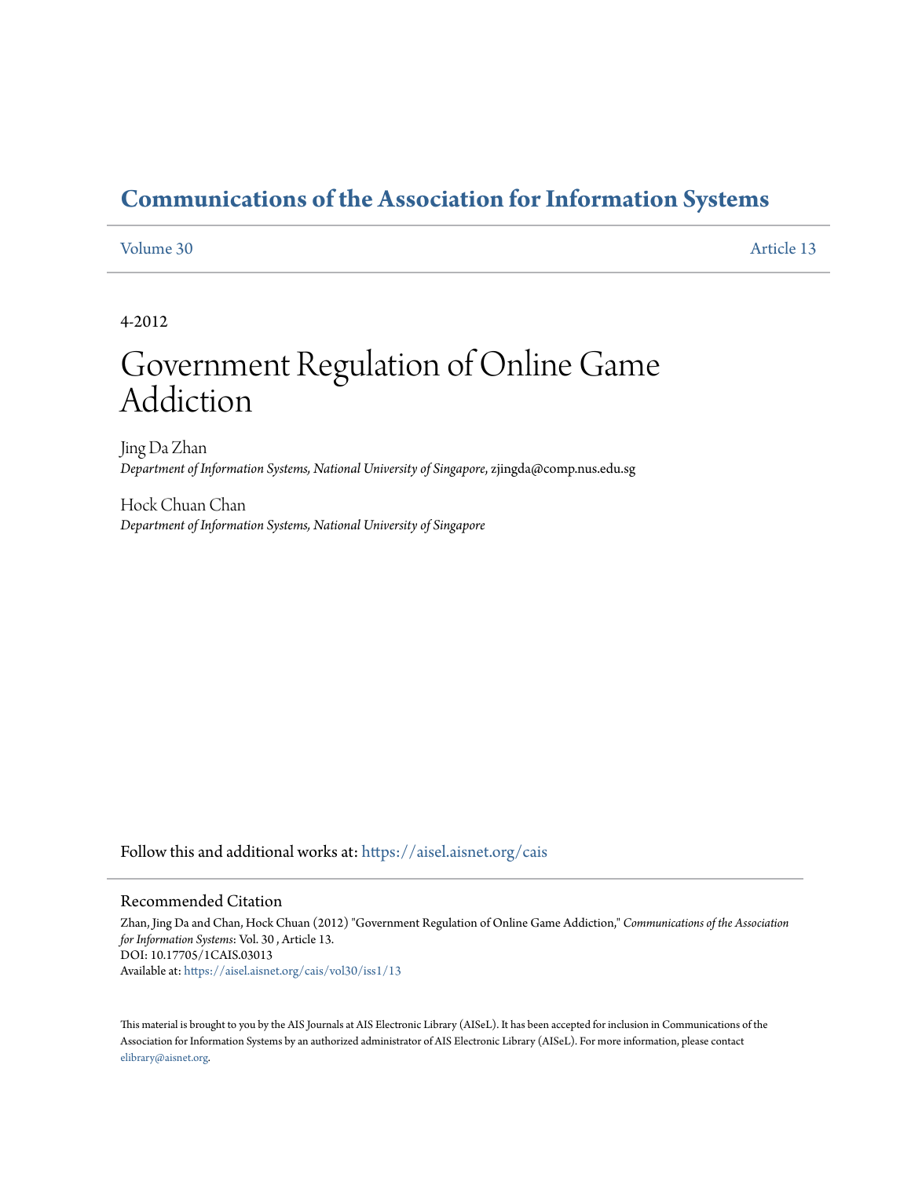# Communications of the Association for Information Systems

Volume 30 Article 13

4-2012

# Government Regulation of Online Game Addiction

Jing Da Zhan
*Department of Information Systems, National University of Singapore*, zjingda@comp.nus.edu.sg

Hock Chuan Chan
*Department of Information Systems, National University of Singapore*

Follow this and additional works at: https://aisel.aisnet.org/cais

## Recommended Citation

Zhan, Jing Da and Chan, Hock Chuan (2012) "Government Regulation of Online Game Addiction," *Communications of the Association for Information Systems*: Vol. 30 , Article 13.
DOI: 10.17705/1CAIS.03013
Available at: https://aisel.aisnet.org/cais/vol30/iss1/13

This material is brought to you by the AIS Journals at AIS Electronic Library (AISeL). It has been accepted for inclusion in Communications of the Association for Information Systems by an authorized administrator of AIS Electronic Library (AISeL). For more information, please contact elibrary@aisnet.org.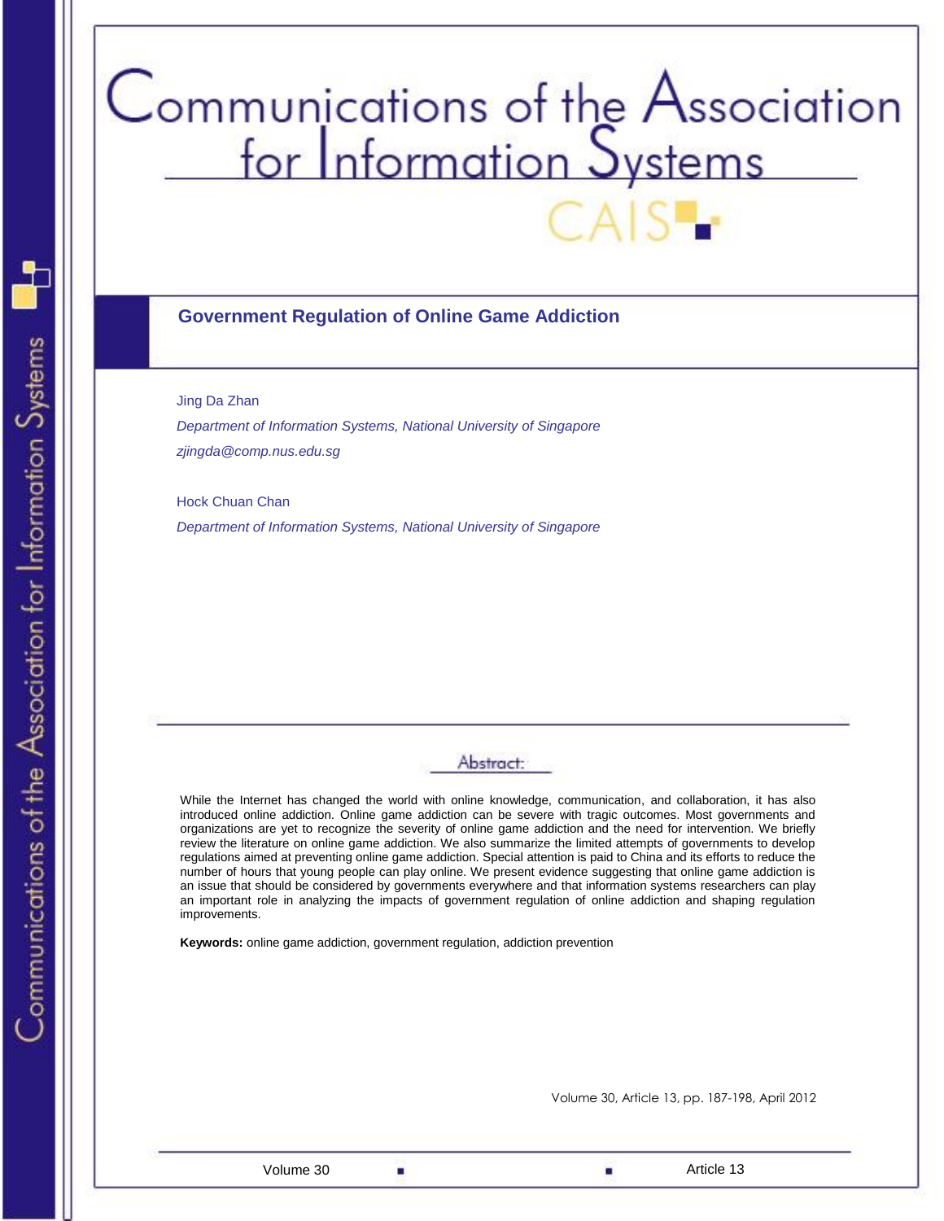# Government Regulation of Online Game Addiction

Jing Da Zhan

*Department of Information Systems, National University of Singapore*

*zjingda@comp.nus.edu.sg*

Hock Chuan Chan

*Department of Information Systems, National University of Singapore*

## Abstract:

While the Internet has changed the world with online knowledge, communication, and collaboration, it has also introduced online addiction. Online game addiction can be severe with tragic outcomes. Most governments and organizations are yet to recognize the severity of online game addiction and the need for intervention. We briefly review the literature on online game addiction. We also summarize the limited attempts of governments to develop regulations aimed at preventing online game addiction. Special attention is paid to China and its efforts to reduce the number of hours that young people can play online. We present evidence suggesting that online game addiction is an issue that should be considered by governments everywhere and that information systems researchers can play an important role in analyzing the impacts of government regulation of online addiction and shaping regulation improvements.

**Keywords:** online game addiction, government regulation, addiction prevention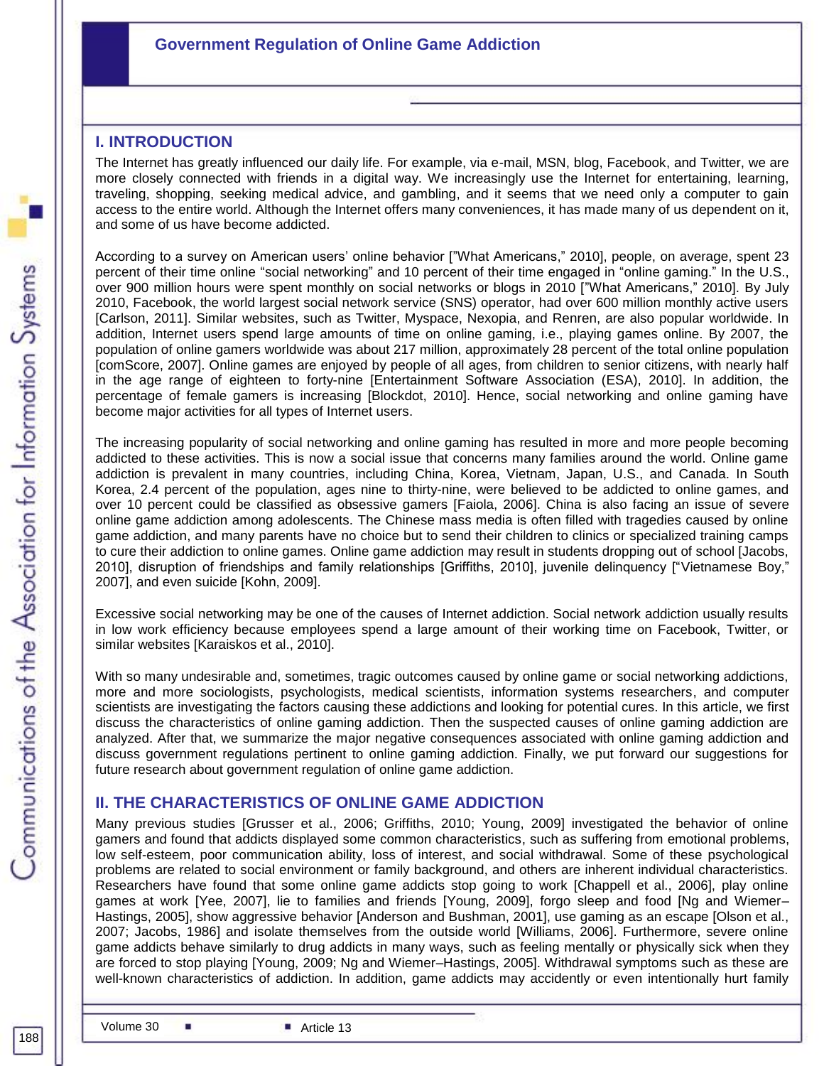## I. INTRODUCTION

The Internet has greatly influenced our daily life. For example, via e-mail, MSN, blog, Facebook, and Twitter, we are more closely connected with friends in a digital way. We increasingly use the Internet for entertaining, learning, traveling, shopping, seeking medical advice, and gambling, and it seems that we need only a computer to gain access to the entire world. Although the Internet offers many conveniences, it has made many of us dependent on it, and some of us have become addicted.

According to a survey on American users' online behavior ["What Americans," 2010], people, on average, spent 23 percent of their time online "social networking" and 10 percent of their time engaged in "online gaming." In the U.S., over 900 million hours were spent monthly on social networks or blogs in 2010 ["What Americans," 2010]. By July 2010, Facebook, the world largest social network service (SNS) operator, had over 600 million monthly active users [Carlson, 2011]. Similar websites, such as Twitter, Myspace, Nexopia, and Renren, are also popular worldwide. In addition, Internet users spend large amounts of time on online gaming, i.e., playing games online. By 2007, the population of online gamers worldwide was about 217 million, approximately 28 percent of the total online population [comScore, 2007]. Online games are enjoyed by people of all ages, from children to senior citizens, with nearly half in the age range of eighteen to forty-nine [Entertainment Software Association (ESA), 2010]. In addition, the percentage of female gamers is increasing [Blockdot, 2010]. Hence, social networking and online gaming have become major activities for all types of Internet users.

The increasing popularity of social networking and online gaming has resulted in more and more people becoming addicted to these activities. This is now a social issue that concerns many families around the world. Online game addiction is prevalent in many countries, including China, Korea, Vietnam, Japan, U.S., and Canada. In South Korea, 2.4 percent of the population, ages nine to thirty-nine, were believed to be addicted to online games, and over 10 percent could be classified as obsessive gamers [Faiola, 2006]. China is also facing an issue of severe online game addiction among adolescents. The Chinese mass media is often filled with tragedies caused by online game addiction, and many parents have no choice but to send their children to clinics or specialized training camps to cure their addiction to online games. Online game addiction may result in students dropping out of school [Jacobs, 2010], disruption of friendships and family relationships [Griffiths, 2010], juvenile delinquency ["Vietnamese Boy," 2007], and even suicide [Kohn, 2009].

Excessive social networking may be one of the causes of Internet addiction. Social network addiction usually results in low work efficiency because employees spend a large amount of their working time on Facebook, Twitter, or similar websites [Karaiskos et al., 2010].

With so many undesirable and, sometimes, tragic outcomes caused by online game or social networking addictions, more and more sociologists, psychologists, medical scientists, information systems researchers, and computer scientists are investigating the factors causing these addictions and looking for potential cures. In this article, we first discuss the characteristics of online gaming addiction. Then the suspected causes of online gaming addiction are analyzed. After that, we summarize the major negative consequences associated with online gaming addiction and discuss government regulations pertinent to online gaming addiction. Finally, we put forward our suggestions for future research about government regulation of online game addiction.

## II. THE CHARACTERISTICS OF ONLINE GAME ADDICTION

Many previous studies [Grusser et al., 2006; Griffiths, 2010; Young, 2009] investigated the behavior of online gamers and found that addicts displayed some common characteristics, such as suffering from emotional problems, low self-esteem, poor communication ability, loss of interest, and social withdrawal. Some of these psychological problems are related to social environment or family background, and others are inherent individual characteristics. Researchers have found that some online game addicts stop going to work [Chappell et al., 2006], play online games at work [Yee, 2007], lie to families and friends [Young, 2009], forgo sleep and food [Ng and Wiemer–Hastings, 2005], show aggressive behavior [Anderson and Bushman, 2001], use gaming as an escape [Olson et al., 2007; Jacobs, 1986] and isolate themselves from the outside world [Williams, 2006]. Furthermore, severe online game addicts behave similarly to drug addicts in many ways, such as feeling mentally or physically sick when they are forced to stop playing [Young, 2009; Ng and Wiemer–Hastings, 2005]. Withdrawal symptoms such as these are well-known characteristics of addiction. In addition, game addicts may accidently or even intentionally hurt family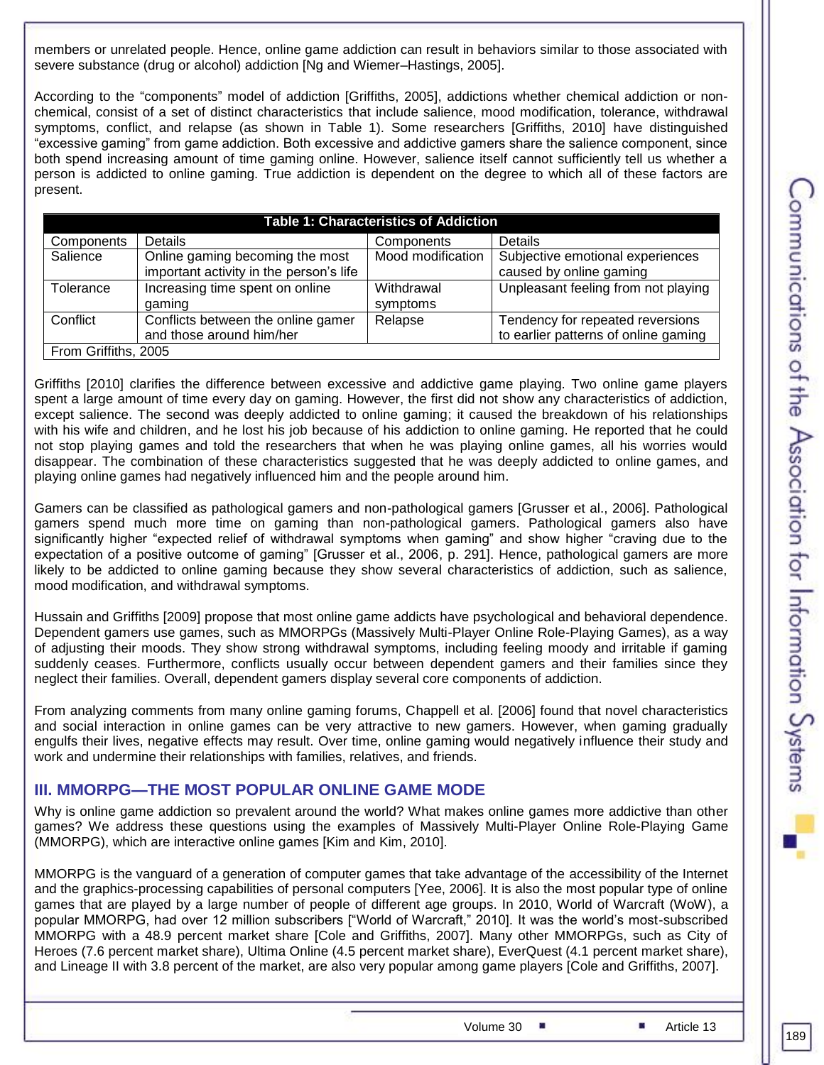members or unrelated people. Hence, online game addiction can result in behaviors similar to those associated with severe substance (drug or alcohol) addiction [Ng and Wiemer–Hastings, 2005].

According to the “components” model of addiction [Griffiths, 2005], addictions whether chemical addiction or non-chemical, consist of a set of distinct characteristics that include salience, mood modification, tolerance, withdrawal symptoms, conflict, and relapse (as shown in Table 1). Some researchers [Griffiths, 2010] have distinguished “excessive gaming” from game addiction. Both excessive and addictive gamers share the salience component, since both spend increasing amount of time gaming online. However, salience itself cannot sufficiently tell us whether a person is addicted to online gaming. True addiction is dependent on the degree to which all of these factors are present.

**Table 1: Characteristics of Addiction**

| Components | Details | Components | Details |
|---|---|---|---|
| Salience | Online gaming becoming the most important activity in the person’s life | Mood modification | Subjective emotional experiences caused by online gaming |
| Tolerance | Increasing time spent on online gaming | Withdrawal symptoms | Unpleasant feeling from not playing |
| Conflict | Conflicts between the online gamer and those around him/her | Relapse | Tendency for repeated reversions to earlier patterns of online gaming |

From Griffiths, 2005

Griffiths [2010] clarifies the difference between excessive and addictive game playing. Two online game players spent a large amount of time every day on gaming. However, the first did not show any characteristics of addiction, except salience. The second was deeply addicted to online gaming; it caused the breakdown of his relationships with his wife and children, and he lost his job because of his addiction to online gaming. He reported that he could not stop playing games and told the researchers that when he was playing online games, all his worries would disappear. The combination of these characteristics suggested that he was deeply addicted to online games, and playing online games had negatively influenced him and the people around him.

Gamers can be classified as pathological gamers and non-pathological gamers [Grusser et al., 2006]. Pathological gamers spend much more time on gaming than non-pathological gamers. Pathological gamers also have significantly higher “expected relief of withdrawal symptoms when gaming” and show higher “craving due to the expectation of a positive outcome of gaming” [Grusser et al., 2006, p. 291]. Hence, pathological gamers are more likely to be addicted to online gaming because they show several characteristics of addiction, such as salience, mood modification, and withdrawal symptoms.

Hussain and Griffiths [2009] propose that most online game addicts have psychological and behavioral dependence. Dependent gamers use games, such as MMORPGs (Massively Multi-Player Online Role-Playing Games), as a way of adjusting their moods. They show strong withdrawal symptoms, including feeling moody and irritable if gaming suddenly ceases. Furthermore, conflicts usually occur between dependent gamers and their families since they neglect their families. Overall, dependent gamers display several core components of addiction.

From analyzing comments from many online gaming forums, Chappell et al. [2006] found that novel characteristics and social interaction in online games can be very attractive to new gamers. However, when gaming gradually engulfs their lives, negative effects may result. Over time, online gaming would negatively influence their study and work and undermine their relationships with families, relatives, and friends.

## III. MMORPG—THE MOST POPULAR ONLINE GAME MODE

Why is online game addiction so prevalent around the world? What makes online games more addictive than other games? We address these questions using the examples of Massively Multi-Player Online Role-Playing Game (MMORPG), which are interactive online games [Kim and Kim, 2010].

MMORPG is the vanguard of a generation of computer games that take advantage of the accessibility of the Internet and the graphics-processing capabilities of personal computers [Yee, 2006]. It is also the most popular type of online games that are played by a large number of people of different age groups. In 2010, World of Warcraft (WoW), a popular MMORPG, had over 12 million subscribers [“World of Warcraft,” 2010]. It was the world’s most-subscribed MMORPG with a 48.9 percent market share [Cole and Griffiths, 2007]. Many other MMORPGs, such as City of Heroes (7.6 percent market share), Ultima Online (4.5 percent market share), EverQuest (4.1 percent market share), and Lineage II with 3.8 percent of the market, are also very popular among game players [Cole and Griffiths, 2007].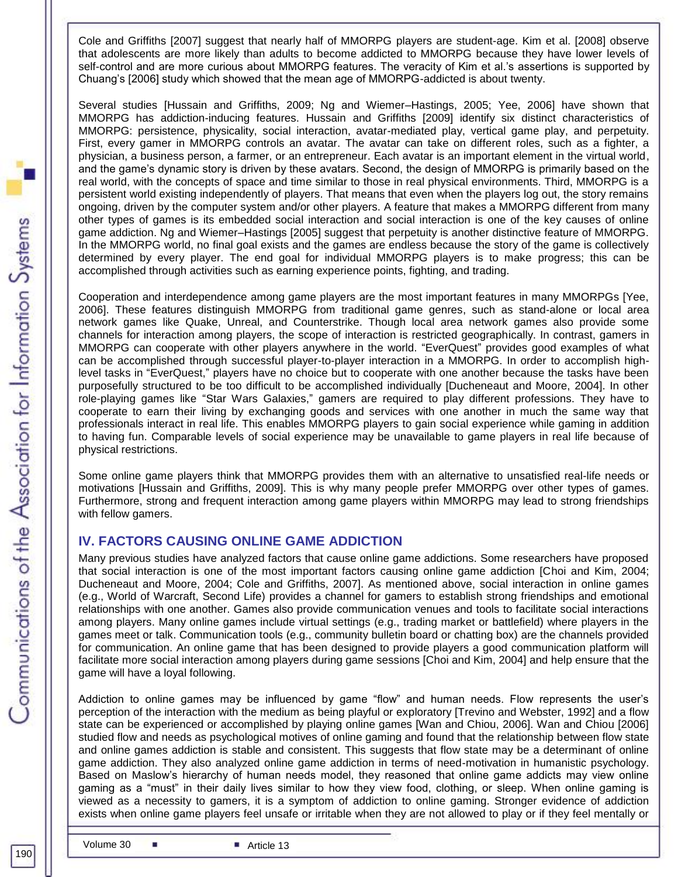Cole and Griffiths [2007] suggest that nearly half of MMORPG players are student-age. Kim et al. [2008] observe that adolescents are more likely than adults to become addicted to MMORPG because they have lower levels of self-control and are more curious about MMORPG features. The veracity of Kim et al.'s assertions is supported by Chuang's [2006] study which showed that the mean age of MMORPG-addicted is about twenty.

Several studies [Hussain and Griffiths, 2009; Ng and Wiemer–Hastings, 2005; Yee, 2006] have shown that MMORPG has addiction-inducing features. Hussain and Griffiths [2009] identify six distinct characteristics of MMORPG: persistence, physicality, social interaction, avatar-mediated play, vertical game play, and perpetuity. First, every gamer in MMORPG controls an avatar. The avatar can take on different roles, such as a fighter, a physician, a business person, a farmer, or an entrepreneur. Each avatar is an important element in the virtual world, and the game's dynamic story is driven by these avatars. Second, the design of MMORPG is primarily based on the real world, with the concepts of space and time similar to those in real physical environments. Third, MMORPG is a persistent world existing independently of players. That means that even when the players log out, the story remains ongoing, driven by the computer system and/or other players. A feature that makes a MMORPG different from many other types of games is its embedded social interaction and social interaction is one of the key causes of online game addiction. Ng and Wiemer–Hastings [2005] suggest that perpetuity is another distinctive feature of MMORPG. In the MMORPG world, no final goal exists and the games are endless because the story of the game is collectively determined by every player. The end goal for individual MMORPG players is to make progress; this can be accomplished through activities such as earning experience points, fighting, and trading.

Cooperation and interdependence among game players are the most important features in many MMORPGs [Yee, 2006]. These features distinguish MMORPG from traditional game genres, such as stand-alone or local area network games like Quake, Unreal, and Counterstrike. Though local area network games also provide some channels for interaction among players, the scope of interaction is restricted geographically. In contrast, gamers in MMORPG can cooperate with other players anywhere in the world. "EverQuest" provides good examples of what can be accomplished through successful player-to-player interaction in a MMORPG. In order to accomplish high-level tasks in "EverQuest," players have no choice but to cooperate with one another because the tasks have been purposefully structured to be too difficult to be accomplished individually [Ducheneaut and Moore, 2004]. In other role-playing games like "Star Wars Galaxies," gamers are required to play different professions. They have to cooperate to earn their living by exchanging goods and services with one another in much the same way that professionals interact in real life. This enables MMORPG players to gain social experience while gaming in addition to having fun. Comparable levels of social experience may be unavailable to game players in real life because of physical restrictions.

Some online game players think that MMORPG provides them with an alternative to unsatisfied real-life needs or motivations [Hussain and Griffiths, 2009]. This is why many people prefer MMORPG over other types of games. Furthermore, strong and frequent interaction among game players within MMORPG may lead to strong friendships with fellow gamers.

## IV. FACTORS CAUSING ONLINE GAME ADDICTION

Many previous studies have analyzed factors that cause online game addictions. Some researchers have proposed that social interaction is one of the most important factors causing online game addiction [Choi and Kim, 2004; Ducheneaut and Moore, 2004; Cole and Griffiths, 2007]. As mentioned above, social interaction in online games (e.g., World of Warcraft, Second Life) provides a channel for gamers to establish strong friendships and emotional relationships with one another. Games also provide communication venues and tools to facilitate social interactions among players. Many online games include virtual settings (e.g., trading market or battlefield) where players in the games meet or talk. Communication tools (e.g., community bulletin board or chatting box) are the channels provided for communication. An online game that has been designed to provide players a good communication platform will facilitate more social interaction among players during game sessions [Choi and Kim, 2004] and help ensure that the game will have a loyal following.

Addiction to online games may be influenced by game "flow" and human needs. Flow represents the user's perception of the interaction with the medium as being playful or exploratory [Trevino and Webster, 1992] and a flow state can be experienced or accomplished by playing online games [Wan and Chiou, 2006]. Wan and Chiou [2006] studied flow and needs as psychological motives of online gaming and found that the relationship between flow state and online games addiction is stable and consistent. This suggests that flow state may be a determinant of online game addiction. They also analyzed online game addiction in terms of need-motivation in humanistic psychology. Based on Maslow's hierarchy of human needs model, they reasoned that online game addicts may view online gaming as a "must" in their daily lives similar to how they view food, clothing, or sleep. When online gaming is viewed as a necessity to gamers, it is a symptom of addiction to online gaming. Stronger evidence of addiction exists when online game players feel unsafe or irritable when they are not allowed to play or if they feel mentally or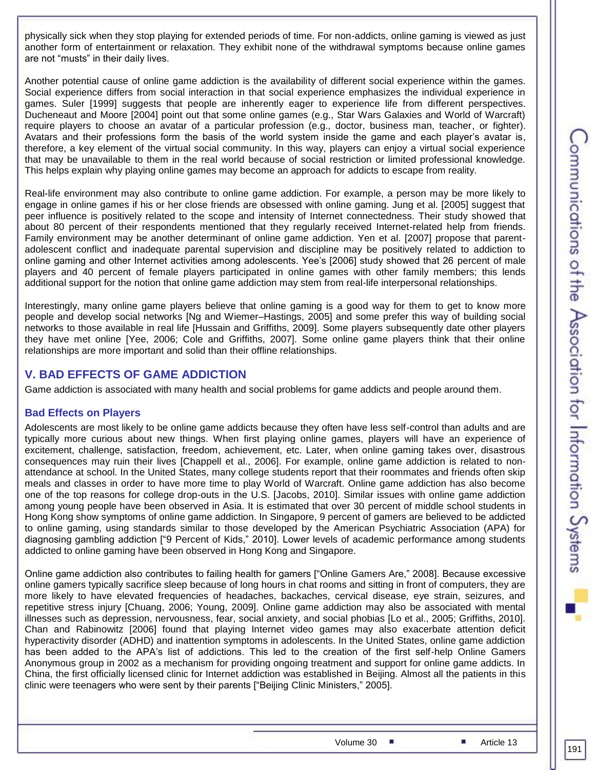physically sick when they stop playing for extended periods of time. For non-addicts, online gaming is viewed as just another form of entertainment or relaxation. They exhibit none of the withdrawal symptoms because online games are not "musts" in their daily lives.

Another potential cause of online game addiction is the availability of different social experience within the games. Social experience differs from social interaction in that social experience emphasizes the individual experience in games. Suler [1999] suggests that people are inherently eager to experience life from different perspectives. Ducheneaut and Moore [2004] point out that some online games (e.g., Star Wars Galaxies and World of Warcraft) require players to choose an avatar of a particular profession (e.g., doctor, business man, teacher, or fighter). Avatars and their professions form the basis of the world system inside the game and each player's avatar is, therefore, a key element of the virtual social community. In this way, players can enjoy a virtual social experience that may be unavailable to them in the real world because of social restriction or limited professional knowledge. This helps explain why playing online games may become an approach for addicts to escape from reality.

Real-life environment may also contribute to online game addiction. For example, a person may be more likely to engage in online games if his or her close friends are obsessed with online gaming. Jung et al. [2005] suggest that peer influence is positively related to the scope and intensity of Internet connectedness. Their study showed that about 80 percent of their respondents mentioned that they regularly received Internet-related help from friends. Family environment may be another determinant of online game addiction. Yen et al. [2007] propose that parent-adolescent conflict and inadequate parental supervision and discipline may be positively related to addiction to online gaming and other Internet activities among adolescents. Yee's [2006] study showed that 26 percent of male players and 40 percent of female players participated in online games with other family members; this lends additional support for the notion that online game addiction may stem from real-life interpersonal relationships.

Interestingly, many online game players believe that online gaming is a good way for them to get to know more people and develop social networks [Ng and Wiemer–Hastings, 2005] and some prefer this way of building social networks to those available in real life [Hussain and Griffiths, 2009]. Some players subsequently date other players they have met online [Yee, 2006; Cole and Griffiths, 2007]. Some online game players think that their online relationships are more important and solid than their offline relationships.

## V. BAD EFFECTS OF GAME ADDICTION

Game addiction is associated with many health and social problems for game addicts and people around them.

### Bad Effects on Players

Adolescents are most likely to be online game addicts because they often have less self-control than adults and are typically more curious about new things. When first playing online games, players will have an experience of excitement, challenge, satisfaction, freedom, achievement, etc. Later, when online gaming takes over, disastrous consequences may ruin their lives [Chappell et al., 2006]. For example, online game addiction is related to non-attendance at school. In the United States, many college students report that their roommates and friends often skip meals and classes in order to have more time to play World of Warcraft. Online game addiction has also become one of the top reasons for college drop-outs in the U.S. [Jacobs, 2010]. Similar issues with online game addiction among young people have been observed in Asia. It is estimated that over 30 percent of middle school students in Hong Kong show symptoms of online game addiction. In Singapore, 9 percent of gamers are believed to be addicted to online gaming, using standards similar to those developed by the American Psychiatric Association (APA) for diagnosing gambling addiction ["9 Percent of Kids," 2010]. Lower levels of academic performance among students addicted to online gaming have been observed in Hong Kong and Singapore.

Online game addiction also contributes to failing health for gamers ["Online Gamers Are," 2008]. Because excessive online gamers typically sacrifice sleep because of long hours in chat rooms and sitting in front of computers, they are more likely to have elevated frequencies of headaches, backaches, cervical disease, eye strain, seizures, and repetitive stress injury [Chuang, 2006; Young, 2009]. Online game addiction may also be associated with mental illnesses such as depression, nervousness, fear, social anxiety, and social phobias [Lo et al., 2005; Griffiths, 2010]. Chan and Rabinowitz [2006] found that playing Internet video games may also exacerbate attention deficit hyperactivity disorder (ADHD) and inattention symptoms in adolescents. In the United States, online game addiction has been added to the APA's list of addictions. This led to the creation of the first self-help Online Gamers Anonymous group in 2002 as a mechanism for providing ongoing treatment and support for online game addicts. In China, the first officially licensed clinic for Internet addiction was established in Beijing. Almost all the patients in this clinic were teenagers who were sent by their parents ["Beijing Clinic Ministers," 2005].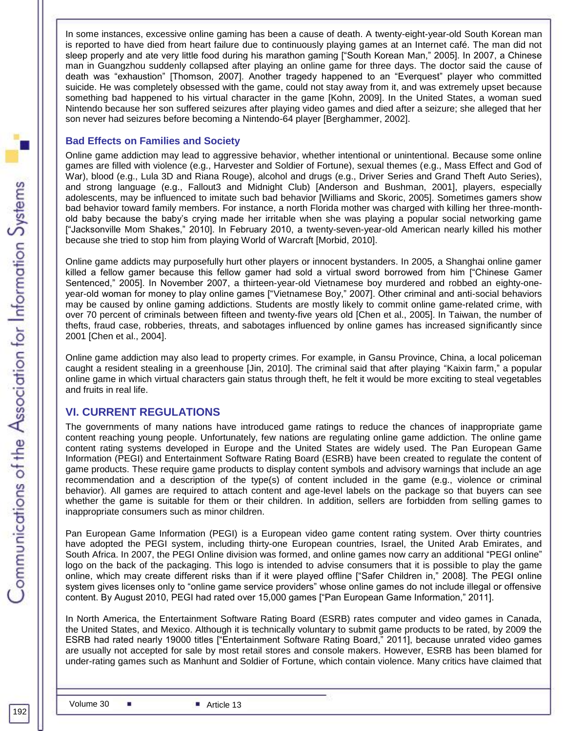In some instances, excessive online gaming has been a cause of death. A twenty-eight-year-old South Korean man is reported to have died from heart failure due to continuously playing games at an Internet café. The man did not sleep properly and ate very little food during his marathon gaming ["South Korean Man," 2005]. In 2007, a Chinese man in Guangzhou suddenly collapsed after playing an online game for three days. The doctor said the cause of death was "exhaustion" [Thomson, 2007]. Another tragedy happened to an "Everquest" player who committed suicide. He was completely obsessed with the game, could not stay away from it, and was extremely upset because something bad happened to his virtual character in the game [Kohn, 2009]. In the United States, a woman sued Nintendo because her son suffered seizures after playing video games and died after a seizure; she alleged that her son never had seizures before becoming a Nintendo-64 player [Berghammer, 2002].

### Bad Effects on Families and Society

Online game addiction may lead to aggressive behavior, whether intentional or unintentional. Because some online games are filled with violence (e.g., Harvester and Soldier of Fortune), sexual themes (e.g., Mass Effect and God of War), blood (e.g., Lula 3D and Riana Rouge), alcohol and drugs (e.g., Driver Series and Grand Theft Auto Series), and strong language (e.g., Fallout3 and Midnight Club) [Anderson and Bushman, 2001], players, especially adolescents, may be influenced to imitate such bad behavior [Williams and Skoric, 2005]. Sometimes gamers show bad behavior toward family members. For instance, a north Florida mother was charged with killing her three-month-old baby because the baby's crying made her irritable when she was playing a popular social networking game ["Jacksonville Mom Shakes," 2010]. In February 2010, a twenty-seven-year-old American nearly killed his mother because she tried to stop him from playing World of Warcraft [Morbid, 2010].

Online game addicts may purposefully hurt other players or innocent bystanders. In 2005, a Shanghai online gamer killed a fellow gamer because this fellow gamer had sold a virtual sword borrowed from him ["Chinese Gamer Sentenced," 2005]. In November 2007, a thirteen-year-old Vietnamese boy murdered and robbed an eighty-one-year-old woman for money to play online games ["Vietnamese Boy," 2007]. Other criminal and anti-social behaviors may be caused by online gaming addictions. Students are mostly likely to commit online game-related crime, with over 70 percent of criminals between fifteen and twenty-five years old [Chen et al., 2005]. In Taiwan, the number of thefts, fraud case, robberies, threats, and sabotages influenced by online games has increased significantly since 2001 [Chen et al., 2004].

Online game addiction may also lead to property crimes. For example, in Gansu Province, China, a local policeman caught a resident stealing in a greenhouse [Jin, 2010]. The criminal said that after playing "Kaixin farm," a popular online game in which virtual characters gain status through theft, he felt it would be more exciting to steal vegetables and fruits in real life.

## VI. CURRENT REGULATIONS

The governments of many nations have introduced game ratings to reduce the chances of inappropriate game content reaching young people. Unfortunately, few nations are regulating online game addiction. The online game content rating systems developed in Europe and the United States are widely used. The Pan European Game Information (PEGI) and Entertainment Software Rating Board (ESRB) have been created to regulate the content of game products. These require game products to display content symbols and advisory warnings that include an age recommendation and a description of the type(s) of content included in the game (e.g., violence or criminal behavior). All games are required to attach content and age-level labels on the package so that buyers can see whether the game is suitable for them or their children. In addition, sellers are forbidden from selling games to inappropriate consumers such as minor children.

Pan European Game Information (PEGI) is a European video game content rating system. Over thirty countries have adopted the PEGI system, including thirty-one European countries, Israel, the United Arab Emirates, and South Africa. In 2007, the PEGI Online division was formed, and online games now carry an additional "PEGI online" logo on the back of the packaging. This logo is intended to advise consumers that it is possible to play the game online, which may create different risks than if it were played offline ["Safer Children in," 2008]. The PEGI online system gives licenses only to "online game service providers" whose online games do not include illegal or offensive content. By August 2010, PEGI had rated over 15,000 games ["Pan European Game Information," 2011].

In North America, the Entertainment Software Rating Board (ESRB) rates computer and video games in Canada, the United States, and Mexico. Although it is technically voluntary to submit game products to be rated, by 2009 the ESRB had rated nearly 19000 titles ["Entertainment Software Rating Board," 2011], because unrated video games are usually not accepted for sale by most retail stores and console makers. However, ESRB has been blamed for under-rating games such as Manhunt and Soldier of Fortune, which contain violence. Many critics have claimed that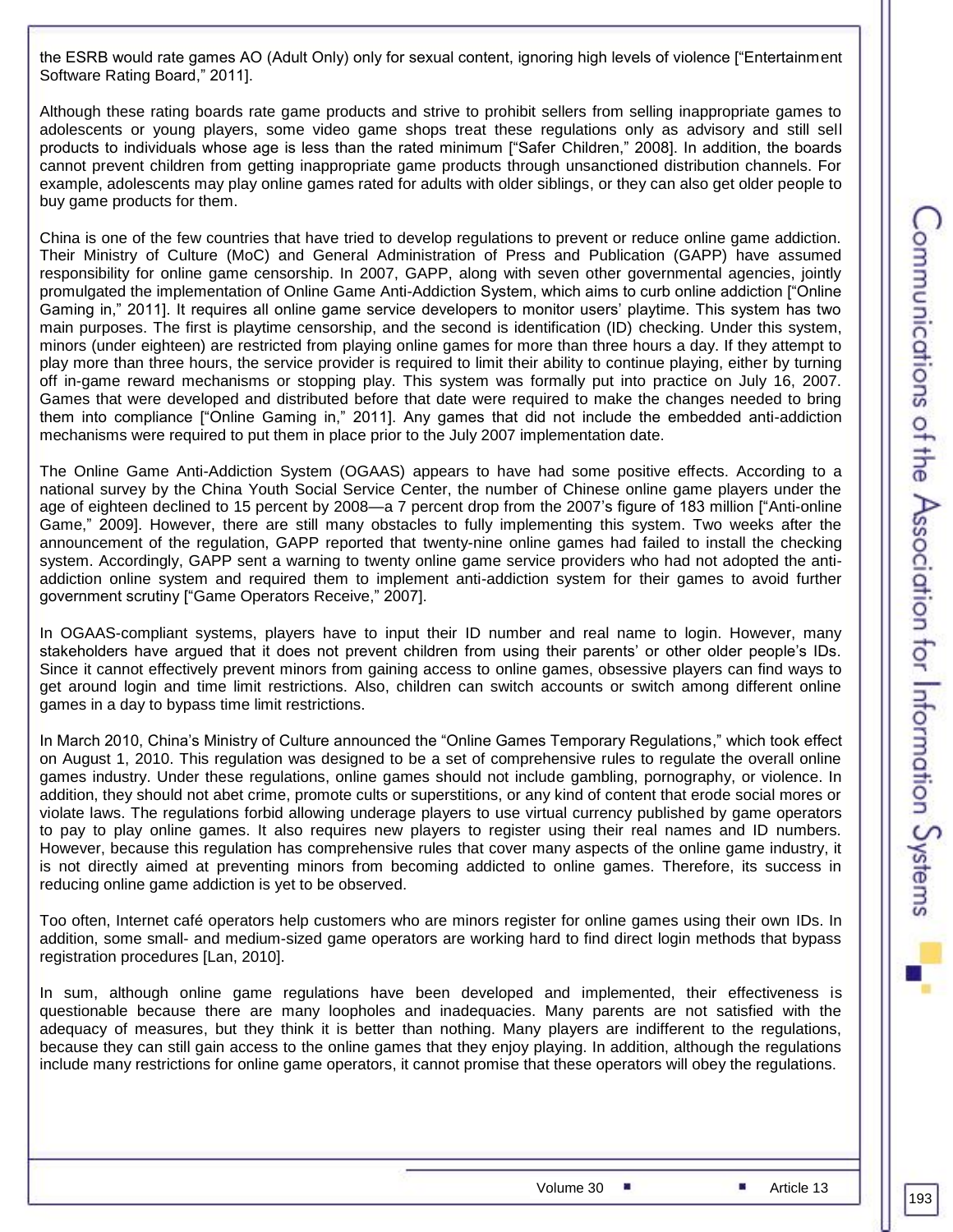the ESRB would rate games AO (Adult Only) only for sexual content, ignoring high levels of violence ["Entertainment Software Rating Board," 2011].

Although these rating boards rate game products and strive to prohibit sellers from selling inappropriate games to adolescents or young players, some video game shops treat these regulations only as advisory and still sell products to individuals whose age is less than the rated minimum ["Safer Children," 2008]. In addition, the boards cannot prevent children from getting inappropriate game products through unsanctioned distribution channels. For example, adolescents may play online games rated for adults with older siblings, or they can also get older people to buy game products for them.

China is one of the few countries that have tried to develop regulations to prevent or reduce online game addiction. Their Ministry of Culture (MoC) and General Administration of Press and Publication (GAPP) have assumed responsibility for online game censorship. In 2007, GAPP, along with seven other governmental agencies, jointly promulgated the implementation of Online Game Anti-Addiction System, which aims to curb online addiction ["Online Gaming in," 2011]. It requires all online game service developers to monitor users' playtime. This system has two main purposes. The first is playtime censorship, and the second is identification (ID) checking. Under this system, minors (under eighteen) are restricted from playing online games for more than three hours a day. If they attempt to play more than three hours, the service provider is required to limit their ability to continue playing, either by turning off in-game reward mechanisms or stopping play. This system was formally put into practice on July 16, 2007. Games that were developed and distributed before that date were required to make the changes needed to bring them into compliance ["Online Gaming in," 2011]. Any games that did not include the embedded anti-addiction mechanisms were required to put them in place prior to the July 2007 implementation date.

The Online Game Anti-Addiction System (OGAAS) appears to have had some positive effects. According to a national survey by the China Youth Social Service Center, the number of Chinese online game players under the age of eighteen declined to 15 percent by 2008—a 7 percent drop from the 2007's figure of 183 million ["Anti-online Game," 2009]. However, there are still many obstacles to fully implementing this system. Two weeks after the announcement of the regulation, GAPP reported that twenty-nine online games had failed to install the checking system. Accordingly, GAPP sent a warning to twenty online game service providers who had not adopted the anti-addiction online system and required them to implement anti-addiction system for their games to avoid further government scrutiny ["Game Operators Receive," 2007].

In OGAAS-compliant systems, players have to input their ID number and real name to login. However, many stakeholders have argued that it does not prevent children from using their parents' or other older people's IDs. Since it cannot effectively prevent minors from gaining access to online games, obsessive players can find ways to get around login and time limit restrictions. Also, children can switch accounts or switch among different online games in a day to bypass time limit restrictions.

In March 2010, China's Ministry of Culture announced the "Online Games Temporary Regulations," which took effect on August 1, 2010. This regulation was designed to be a set of comprehensive rules to regulate the overall online games industry. Under these regulations, online games should not include gambling, pornography, or violence. In addition, they should not abet crime, promote cults or superstitions, or any kind of content that erode social mores or violate laws. The regulations forbid allowing underage players to use virtual currency published by game operators to pay to play online games. It also requires new players to register using their real names and ID numbers. However, because this regulation has comprehensive rules that cover many aspects of the online game industry, it is not directly aimed at preventing minors from becoming addicted to online games. Therefore, its success in reducing online game addiction is yet to be observed.

Too often, Internet café operators help customers who are minors register for online games using their own IDs. In addition, some small- and medium-sized game operators are working hard to find direct login methods that bypass registration procedures [Lan, 2010].

In sum, although online game regulations have been developed and implemented, their effectiveness is questionable because there are many loopholes and inadequacies. Many parents are not satisfied with the adequacy of measures, but they think it is better than nothing. Many players are indifferent to the regulations, because they can still gain access to the online games that they enjoy playing. In addition, although the regulations include many restrictions for online game operators, it cannot promise that these operators will obey the regulations.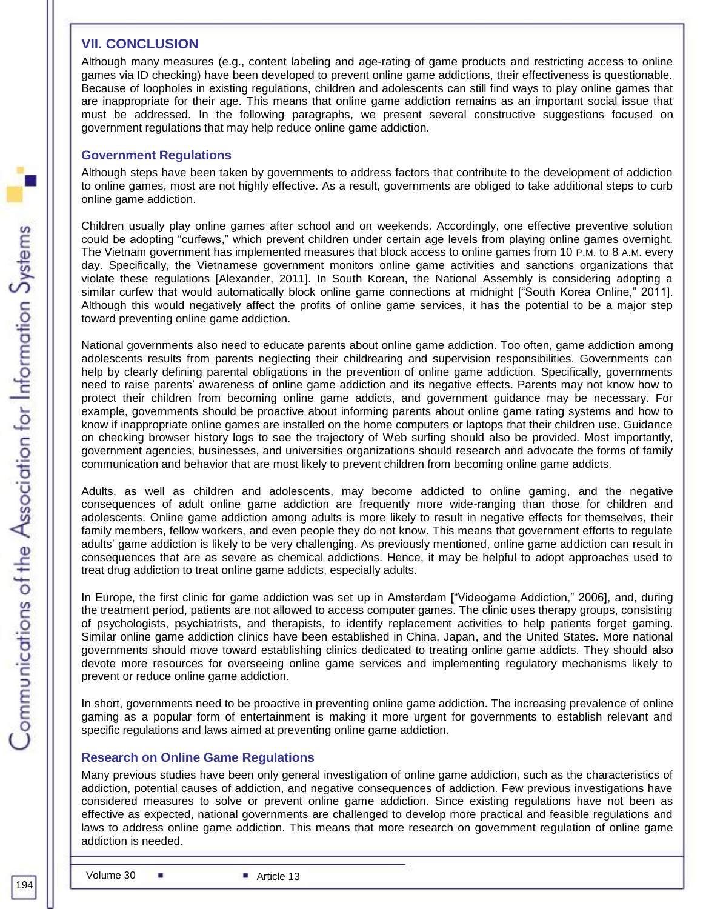## VII. CONCLUSION

Although many measures (e.g., content labeling and age-rating of game products and restricting access to online games via ID checking) have been developed to prevent online game addictions, their effectiveness is questionable. Because of loopholes in existing regulations, children and adolescents can still find ways to play online games that are inappropriate for their age. This means that online game addiction remains as an important social issue that must be addressed. In the following paragraphs, we present several constructive suggestions focused on government regulations that may help reduce online game addiction.

### Government Regulations

Although steps have been taken by governments to address factors that contribute to the development of addiction to online games, most are not highly effective. As a result, governments are obliged to take additional steps to curb online game addiction.

Children usually play online games after school and on weekends. Accordingly, one effective preventive solution could be adopting "curfews," which prevent children under certain age levels from playing online games overnight. The Vietnam government has implemented measures that block access to online games from 10 P.M. to 8 A.M. every day. Specifically, the Vietnamese government monitors online game activities and sanctions organizations that violate these regulations [Alexander, 2011]. In South Korean, the National Assembly is considering adopting a similar curfew that would automatically block online game connections at midnight ["South Korea Online," 2011]. Although this would negatively affect the profits of online game services, it has the potential to be a major step toward preventing online game addiction.

National governments also need to educate parents about online game addiction. Too often, game addiction among adolescents results from parents neglecting their childrearing and supervision responsibilities. Governments can help by clearly defining parental obligations in the prevention of online game addiction. Specifically, governments need to raise parents' awareness of online game addiction and its negative effects. Parents may not know how to protect their children from becoming online game addicts, and government guidance may be necessary. For example, governments should be proactive about informing parents about online game rating systems and how to know if inappropriate online games are installed on the home computers or laptops that their children use. Guidance on checking browser history logs to see the trajectory of Web surfing should also be provided. Most importantly, government agencies, businesses, and universities organizations should research and advocate the forms of family communication and behavior that are most likely to prevent children from becoming online game addicts.

Adults, as well as children and adolescents, may become addicted to online gaming, and the negative consequences of adult online game addiction are frequently more wide-ranging than those for children and adolescents. Online game addiction among adults is more likely to result in negative effects for themselves, their family members, fellow workers, and even people they do not know. This means that government efforts to regulate adults' game addiction is likely to be very challenging. As previously mentioned, online game addiction can result in consequences that are as severe as chemical addictions. Hence, it may be helpful to adopt approaches used to treat drug addiction to treat online game addicts, especially adults.

In Europe, the first clinic for game addiction was set up in Amsterdam ["Videogame Addiction," 2006], and, during the treatment period, patients are not allowed to access computer games. The clinic uses therapy groups, consisting of psychologists, psychiatrists, and therapists, to identify replacement activities to help patients forget gaming. Similar online game addiction clinics have been established in China, Japan, and the United States. More national governments should move toward establishing clinics dedicated to treating online game addicts. They should also devote more resources for overseeing online game services and implementing regulatory mechanisms likely to prevent or reduce online game addiction.

In short, governments need to be proactive in preventing online game addiction. The increasing prevalence of online gaming as a popular form of entertainment is making it more urgent for governments to establish relevant and specific regulations and laws aimed at preventing online game addiction.

### Research on Online Game Regulations

Many previous studies have been only general investigation of online game addiction, such as the characteristics of addiction, potential causes of addiction, and negative consequences of addiction. Few previous investigations have considered measures to solve or prevent online game addiction. Since existing regulations have not been as effective as expected, national governments are challenged to develop more practical and feasible regulations and laws to address online game addiction. This means that more research on government regulation of online game addiction is needed.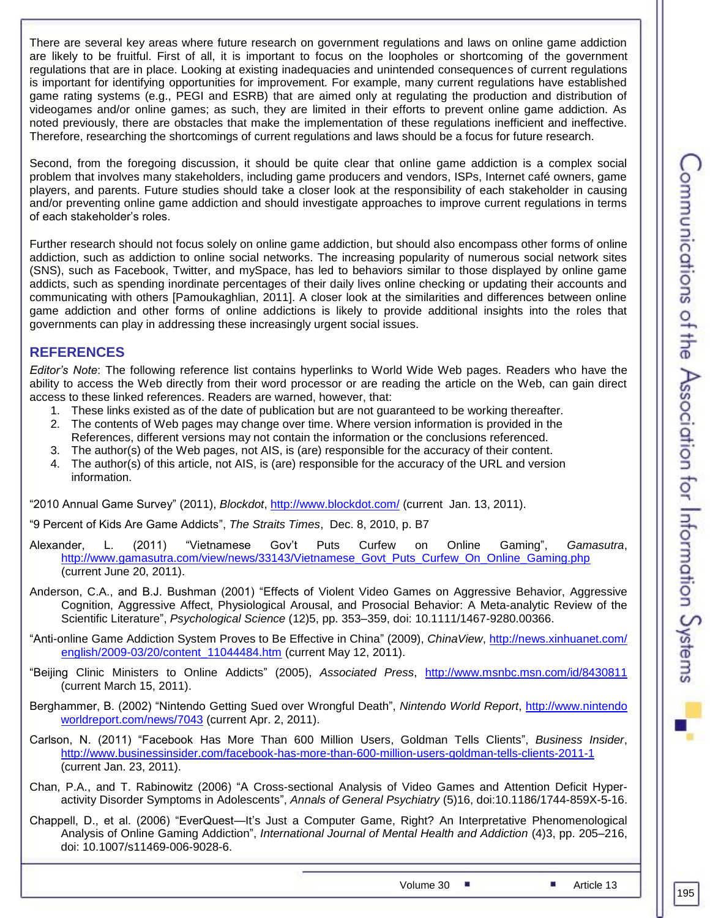There are several key areas where future research on government regulations and laws on online game addiction are likely to be fruitful. First of all, it is important to focus on the loopholes or shortcoming of the government regulations that are in place. Looking at existing inadequacies and unintended consequences of current regulations is important for identifying opportunities for improvement. For example, many current regulations have established game rating systems (e.g., PEGI and ESRB) that are aimed only at regulating the production and distribution of videogames and/or online games; as such, they are limited in their efforts to prevent online game addiction. As noted previously, there are obstacles that make the implementation of these regulations inefficient and ineffective. Therefore, researching the shortcomings of current regulations and laws should be a focus for future research.

Second, from the foregoing discussion, it should be quite clear that online game addiction is a complex social problem that involves many stakeholders, including game producers and vendors, ISPs, Internet café owners, game players, and parents. Future studies should take a closer look at the responsibility of each stakeholder in causing and/or preventing online game addiction and should investigate approaches to improve current regulations in terms of each stakeholder's roles.

Further research should not focus solely on online game addiction, but should also encompass other forms of online addiction, such as addiction to online social networks. The increasing popularity of numerous social network sites (SNS), such as Facebook, Twitter, and mySpace, has led to behaviors similar to those displayed by online game addicts, such as spending inordinate percentages of their daily lives online checking or updating their accounts and communicating with others [Pamoukaghlian, 2011]. A closer look at the similarities and differences between online game addiction and other forms of online addictions is likely to provide additional insights into the roles that governments can play in addressing these increasingly urgent social issues.

## REFERENCES

*Editor's Note*: The following reference list contains hyperlinks to World Wide Web pages. Readers who have the ability to access the Web directly from their word processor or are reading the article on the Web, can gain direct access to these linked references. Readers are warned, however, that:

1. These links existed as of the date of publication but are not guaranteed to be working thereafter.
2. The contents of Web pages may change over time. Where version information is provided in the References, different versions may not contain the information or the conclusions referenced.
3. The author(s) of the Web pages, not AIS, is (are) responsible for the accuracy of their content.
4. The author(s) of this article, not AIS, is (are) responsible for the accuracy of the URL and version information.

"2010 Annual Game Survey" (2011), *Blockdot*, http://www.blockdot.com/ (current Jan. 13, 2011).

"9 Percent of Kids Are Game Addicts", *The Straits Times*, Dec. 8, 2010, p. B7

Alexander, L. (2011) "Vietnamese Gov't Puts Curfew on Online Gaming", *Gamasutra*, http://www.gamasutra.com/view/news/33143/Vietnamese_Govt_Puts_Curfew_On_Online_Gaming.php (current June 20, 2011).

Anderson, C.A., and B.J. Bushman (2001) "Effects of Violent Video Games on Aggressive Behavior, Aggressive Cognition, Aggressive Affect, Physiological Arousal, and Prosocial Behavior: A Meta-analytic Review of the Scientific Literature", *Psychological Science* (12)5, pp. 353–359, doi: 10.1111/1467-9280.00366.

"Anti-online Game Addiction System Proves to Be Effective in China" (2009), *ChinaView*, http://news.xinhuanet.com/english/2009-03/20/content_11044484.htm (current May 12, 2011).

"Beijing Clinic Ministers to Online Addicts" (2005), *Associated Press*, http://www.msnbc.msn.com/id/8430811 (current March 15, 2011).

Berghammer, B. (2002) "Nintendo Getting Sued over Wrongful Death", *Nintendo World Report*, http://www.nintendoworldreport.com/news/7043 (current Apr. 2, 2011).

Carlson, N. (2011) "Facebook Has More Than 600 Million Users, Goldman Tells Clients", *Business Insider*, http://www.businessinsider.com/facebook-has-more-than-600-million-users-goldman-tells-clients-2011-1 (current Jan. 23, 2011).

Chan, P.A., and T. Rabinowitz (2006) "A Cross-sectional Analysis of Video Games and Attention Deficit Hyper-activity Disorder Symptoms in Adolescents", *Annals of General Psychiatry* (5)16, doi:10.1186/1744-859X-5-16.

Chappell, D., et al. (2006) "EverQuest—It's Just a Computer Game, Right? An Interpretative Phenomenological Analysis of Online Gaming Addiction", *International Journal of Mental Health and Addiction* (4)3, pp. 205–216, doi: 10.1007/s11469-006-9028-6.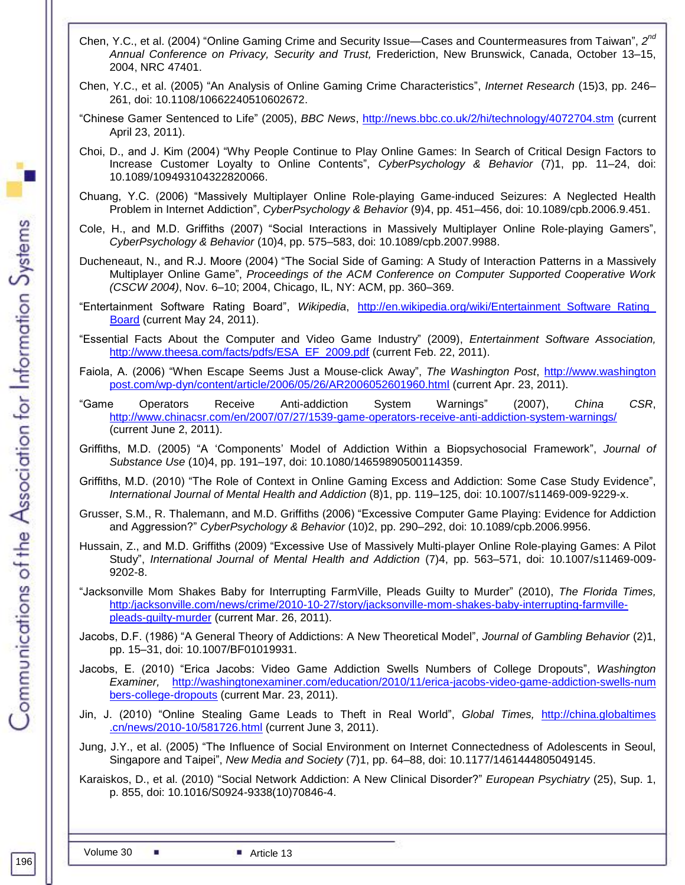Chen, Y.C., et al. (2004) "Online Gaming Crime and Security Issue—Cases and Countermeasures from Taiwan", 2nd *Annual Conference on Privacy, Security and Trust,* Frederiction, New Brunswick, Canada, October 13–15, 2004, NRC 47401.

Chen, Y.C., et al. (2005) "An Analysis of Online Gaming Crime Characteristics", *Internet Research* (15)3, pp. 246–261, doi: 10.1108/10662240510602672.

"Chinese Gamer Sentenced to Life" (2005), *BBC News*, http://news.bbc.co.uk/2/hi/technology/4072704.stm (current April 23, 2011).

Choi, D., and J. Kim (2004) "Why People Continue to Play Online Games: In Search of Critical Design Factors to Increase Customer Loyalty to Online Contents", *CyberPsychology & Behavior* (7)1, pp. 11–24, doi: 10.1089/109493104322820066.

Chuang, Y.C. (2006) "Massively Multiplayer Online Role-playing Game-induced Seizures: A Neglected Health Problem in Internet Addiction", *CyberPsychology & Behavior* (9)4, pp. 451–456, doi: 10.1089/cpb.2006.9.451.

Cole, H., and M.D. Griffiths (2007) "Social Interactions in Massively Multiplayer Online Role-playing Gamers", *CyberPsychology & Behavior* (10)4, pp. 575–583, doi: 10.1089/cpb.2007.9988.

Ducheneaut, N., and R.J. Moore (2004) "The Social Side of Gaming: A Study of Interaction Patterns in a Massively Multiplayer Online Game", *Proceedings of the ACM Conference on Computer Supported Cooperative Work (CSCW 2004)*, Nov. 6–10; 2004, Chicago, IL, NY: ACM, pp. 360–369.

"Entertainment Software Rating Board", *Wikipedia*, http://en.wikipedia.org/wiki/Entertainment_Software_Rating_Board (current May 24, 2011).

"Essential Facts About the Computer and Video Game Industry" (2009), *Entertainment Software Association,* http://www.theesa.com/facts/pdfs/ESA_EF_2009.pdf (current Feb. 22, 2011).

Faiola, A. (2006) "When Escape Seems Just a Mouse-click Away", *The Washington Post*, http://www.washingtonpost.com/wp-dyn/content/article/2006/05/26/AR2006052601960.html (current Apr. 23, 2011).

"Game Operators Receive Anti-addiction System Warnings" (2007), *China CSR*, http://www.chinacsr.com/en/2007/07/27/1539-game-operators-receive-anti-addiction-system-warnings/ (current June 2, 2011).

Griffiths, M.D. (2005) "A 'Components' Model of Addiction Within a Biopsychosocial Framework", *Journal of Substance Use* (10)4, pp. 191–197, doi: 10.1080/14659890500114359.

Griffiths, M.D. (2010) "The Role of Context in Online Gaming Excess and Addiction: Some Case Study Evidence", *International Journal of Mental Health and Addiction* (8)1, pp. 119–125, doi: 10.1007/s11469-009-9229-x.

Grusser, S.M., R. Thalemann, and M.D. Griffiths (2006) "Excessive Computer Game Playing: Evidence for Addiction and Aggression?" *CyberPsychology & Behavior* (10)2, pp. 290–292, doi: 10.1089/cpb.2006.9956.

Hussain, Z., and M.D. Griffiths (2009) "Excessive Use of Massively Multi-player Online Role-playing Games: A Pilot Study", *International Journal of Mental Health and Addiction* (7)4, pp. 563–571, doi: 10.1007/s11469-009-9202-8.

"Jacksonville Mom Shakes Baby for Interrupting FarmVille, Pleads Guilty to Murder" (2010), *The Florida Times,* http:/jacksonville.com/news/crime/2010-10-27/story/jacksonville-mom-shakes-baby-interrupting-farmville-pleads-guilty-murder (current Mar. 26, 2011).

Jacobs, D.F. (1986) "A General Theory of Addictions: A New Theoretical Model", *Journal of Gambling Behavior* (2)1, pp. 15–31, doi: 10.1007/BF01019931.

Jacobs, E. (2010) "Erica Jacobs: Video Game Addiction Swells Numbers of College Dropouts", *Washington Examiner,* http://washingtonexaminer.com/education/2010/11/erica-jacobs-video-game-addiction-swells-numbers-college-dropouts (current Mar. 23, 2011).

Jin, J. (2010) "Online Stealing Game Leads to Theft in Real World", *Global Times,* http://china.globaltimes.cn/news/2010-10/581726.html (current June 3, 2011).

Jung, J.Y., et al. (2005) "The Influence of Social Environment on Internet Connectedness of Adolescents in Seoul, Singapore and Taipei", *New Media and Society* (7)1, pp. 64–88, doi: 10.1177/1461444805049145.

Karaiskos, D., et al. (2010) "Social Network Addiction: A New Clinical Disorder?" *European Psychiatry* (25), Sup. 1, p. 855, doi: 10.1016/S0924-9338(10)70846-4.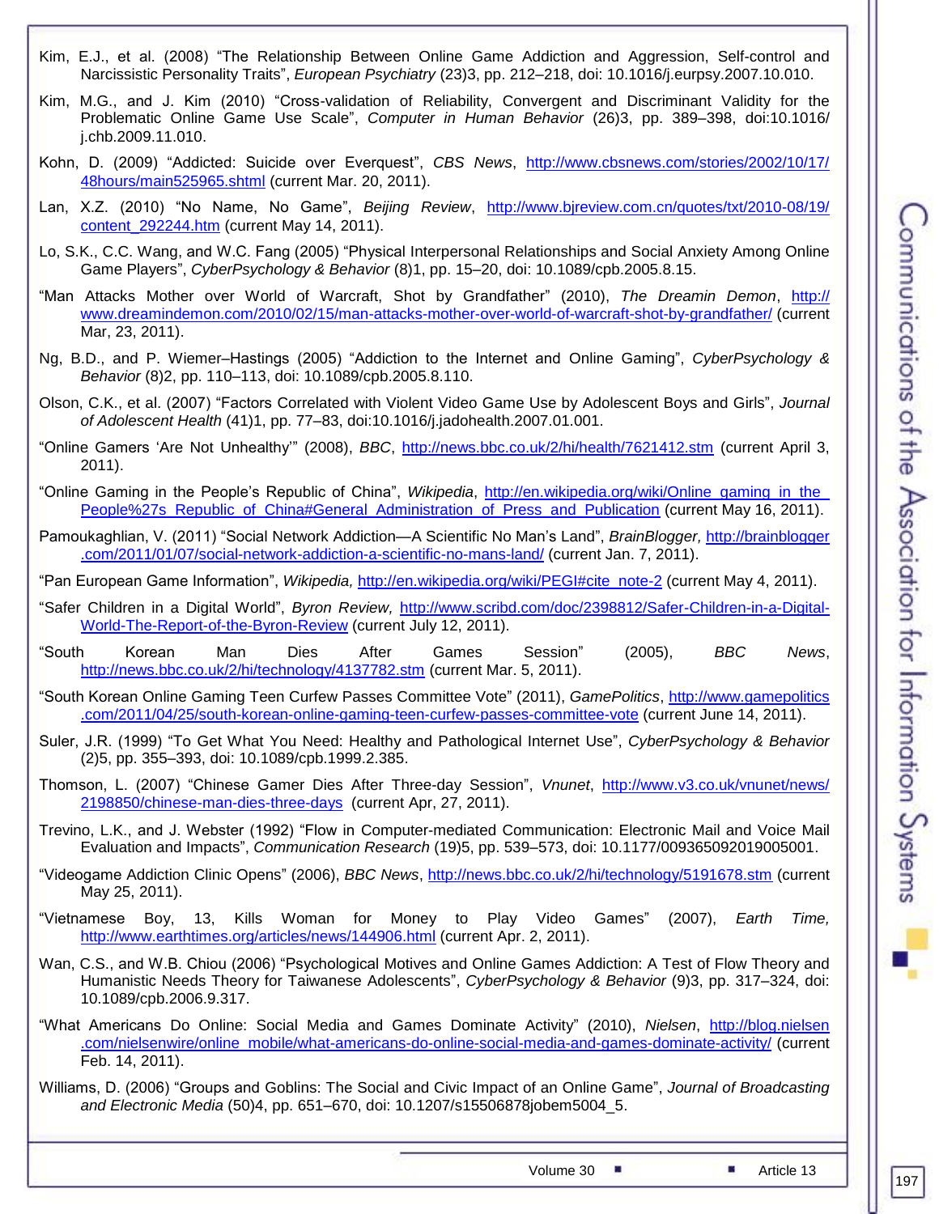Kim, E.J., et al. (2008) "The Relationship Between Online Game Addiction and Aggression, Self-control and Narcissistic Personality Traits", *European Psychiatry* (23)3, pp. 212–218, doi: 10.1016/j.eurpsy.2007.10.010.

Kim, M.G., and J. Kim (2010) "Cross-validation of Reliability, Convergent and Discriminant Validity for the Problematic Online Game Use Scale", *Computer in Human Behavior* (26)3, pp. 389–398, doi:10.1016/j.chb.2009.11.010.

Kohn, D. (2009) "Addicted: Suicide over Everquest", *CBS News*, http://www.cbsnews.com/stories/2002/10/17/48hours/main525965.shtml (current Mar. 20, 2011).

Lan, X.Z. (2010) "No Name, No Game", *Beijing Review*, http://www.bjreview.com.cn/quotes/txt/2010-08/19/content_292244.htm (current May 14, 2011).

Lo, S.K., C.C. Wang, and W.C. Fang (2005) "Physical Interpersonal Relationships and Social Anxiety Among Online Game Players", *CyberPsychology & Behavior* (8)1, pp. 15–20, doi: 10.1089/cpb.2005.8.15.

"Man Attacks Mother over World of Warcraft, Shot by Grandfather" (2010), *The Dreamin Demon*, http://www.dreamindemon.com/2010/02/15/man-attacks-mother-over-world-of-warcraft-shot-by-grandfather/ (current Mar, 23, 2011).

Ng, B.D., and P. Wiemer–Hastings (2005) "Addiction to the Internet and Online Gaming", *CyberPsychology & Behavior* (8)2, pp. 110–113, doi: 10.1089/cpb.2005.8.110.

Olson, C.K., et al. (2007) "Factors Correlated with Violent Video Game Use by Adolescent Boys and Girls", *Journal of Adolescent Health* (41)1, pp. 77–83, doi:10.1016/j.jadohealth.2007.01.001.

"Online Gamers 'Are Not Unhealthy'" (2008), *BBC*, http://news.bbc.co.uk/2/hi/health/7621412.stm (current April 3, 2011).

"Online Gaming in the People's Republic of China", *Wikipedia*, http://en.wikipedia.org/wiki/Online_gaming_in_the_People%27s_Republic_of_China#General_Administration_of_Press_and_Publication (current May 16, 2011).

Pamoukaghlian, V. (2011) "Social Network Addiction—A Scientific No Man's Land", *BrainBlogger*, http://brainblogger.com/2011/01/07/social-network-addiction-a-scientific-no-mans-land/ (current Jan. 7, 2011).

"Pan European Game Information", *Wikipedia*, http://en.wikipedia.org/wiki/PEGI#cite_note-2 (current May 4, 2011).

"Safer Children in a Digital World", *Byron Review*, http://www.scribd.com/doc/2398812/Safer-Children-in-a-Digital-World-The-Report-of-the-Byron-Review (current July 12, 2011).

"South Korean Man Dies After Games Session" (2005), *BBC News*, http://news.bbc.co.uk/2/hi/technology/4137782.stm (current Mar. 5, 2011).

"South Korean Online Gaming Teen Curfew Passes Committee Vote" (2011), *GamePolitics*, http://www.gamepolitics.com/2011/04/25/south-korean-online-gaming-teen-curfew-passes-committee-vote (current June 14, 2011).

Suler, J.R. (1999) "To Get What You Need: Healthy and Pathological Internet Use", *CyberPsychology & Behavior* (2)5, pp. 355–393, doi: 10.1089/cpb.1999.2.385.

Thomson, L. (2007) "Chinese Gamer Dies After Three-day Session", *Vnunet*, http://www.v3.co.uk/vnunet/news/2198850/chinese-man-dies-three-days (current Apr, 27, 2011).

Trevino, L.K., and J. Webster (1992) "Flow in Computer-mediated Communication: Electronic Mail and Voice Mail Evaluation and Impacts", *Communication Research* (19)5, pp. 539–573, doi: 10.1177/009365092019005001.

"Videogame Addiction Clinic Opens" (2006), *BBC News*, http://news.bbc.co.uk/2/hi/technology/5191678.stm (current May 25, 2011).

"Vietnamese Boy, 13, Kills Woman for Money to Play Video Games" (2007), *Earth Time*, http://www.earthtimes.org/articles/news/144906.html (current Apr. 2, 2011).

Wan, C.S., and W.B. Chiou (2006) "Psychological Motives and Online Games Addiction: A Test of Flow Theory and Humanistic Needs Theory for Taiwanese Adolescents", *CyberPsychology & Behavior* (9)3, pp. 317–324, doi: 10.1089/cpb.2006.9.317.

"What Americans Do Online: Social Media and Games Dominate Activity" (2010), *Nielsen*, http://blog.nielsen.com/nielsenwire/online_mobile/what-americans-do-online-social-media-and-games-dominate-activity/ (current Feb. 14, 2011).

Williams, D. (2006) "Groups and Goblins: The Social and Civic Impact of an Online Game", *Journal of Broadcasting and Electronic Media* (50)4, pp. 651–670, doi: 10.1207/s15506878jobem5004_5.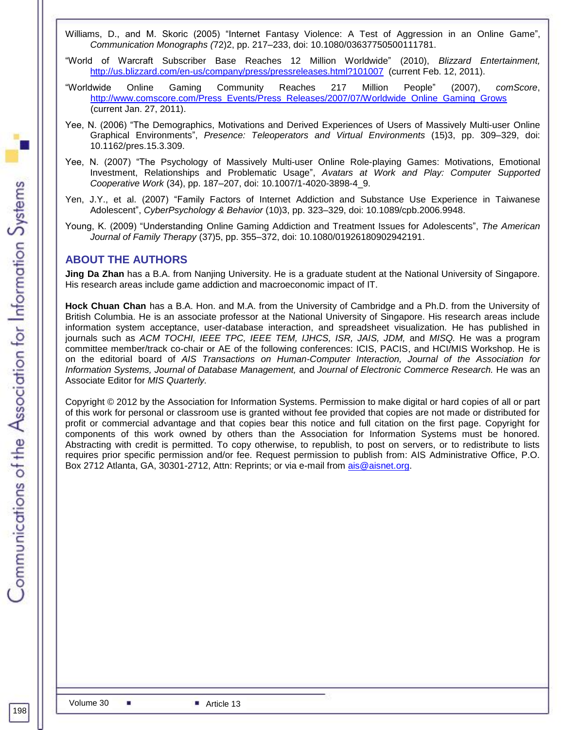Williams, D., and M. Skoric (2005) "Internet Fantasy Violence: A Test of Aggression in an Online Game", *Communication Monographs* (72)2, pp. 217–233, doi: 10.1080/03637750500111781.

"World of Warcraft Subscriber Base Reaches 12 Million Worldwide" (2010), *Blizzard Entertainment,* http://us.blizzard.com/en-us/company/press/pressreleases.html?101007 (current Feb. 12, 2011).

"Worldwide Online Gaming Community Reaches 217 Million People" (2007), *comScore*, http://www.comscore.com/Press_Events/Press_Releases/2007/07/Worldwide_Online_Gaming_Grows (current Jan. 27, 2011).

Yee, N. (2006) "The Demographics, Motivations and Derived Experiences of Users of Massively Multi-user Online Graphical Environments", *Presence: Teleoperators and Virtual Environments* (15)3, pp. 309–329, doi: 10.1162/pres.15.3.309.

Yee, N. (2007) "The Psychology of Massively Multi-user Online Role-playing Games: Motivations, Emotional Investment, Relationships and Problematic Usage", *Avatars at Work and Play: Computer Supported Cooperative Work* (34), pp. 187–207, doi: 10.1007/1-4020-3898-4_9.

Yen, J.Y., et al. (2007) "Family Factors of Internet Addiction and Substance Use Experience in Taiwanese Adolescent", *CyberPsychology & Behavior* (10)3, pp. 323–329, doi: 10.1089/cpb.2006.9948.

Young, K. (2009) "Understanding Online Gaming Addiction and Treatment Issues for Adolescents", *The American Journal of Family Therapy* (37)5, pp. 355–372, doi: 10.1080/01926180902942191.

## ABOUT THE AUTHORS

**Jing Da Zhan** has a B.A. from Nanjing University. He is a graduate student at the National University of Singapore. His research areas include game addiction and macroeconomic impact of IT.

**Hock Chuan Chan** has a B.A. Hon. and M.A. from the University of Cambridge and a Ph.D. from the University of British Columbia. He is an associate professor at the National University of Singapore. His research areas include information system acceptance, user-database interaction, and spreadsheet visualization. He has published in journals such as *ACM TOCHI, IEEE TPC, IEEE TEM, IJHCS, ISR, JAIS, JDM,* and *MISQ.* He was a program committee member/track co-chair or AE of the following conferences: ICIS, PACIS, and HCI/MIS Workshop. He is on the editorial board of *AIS Transactions on Human-Computer Interaction, Journal of the Association for Information Systems, Journal of Database Management,* and *Journal of Electronic Commerce Research.* He was an Associate Editor for *MIS Quarterly.*

Copyright © 2012 by the Association for Information Systems. Permission to make digital or hard copies of all or part of this work for personal or classroom use is granted without fee provided that copies are not made or distributed for profit or commercial advantage and that copies bear this notice and full citation on the first page. Copyright for components of this work owned by others than the Association for Information Systems must be honored. Abstracting with credit is permitted. To copy otherwise, to republish, to post on servers, or to redistribute to lists requires prior specific permission and/or fee. Request permission to publish from: AIS Administrative Office, P.O. Box 2712 Atlanta, GA, 30301-2712, Attn: Reprints; or via e-mail from ais@aisnet.org.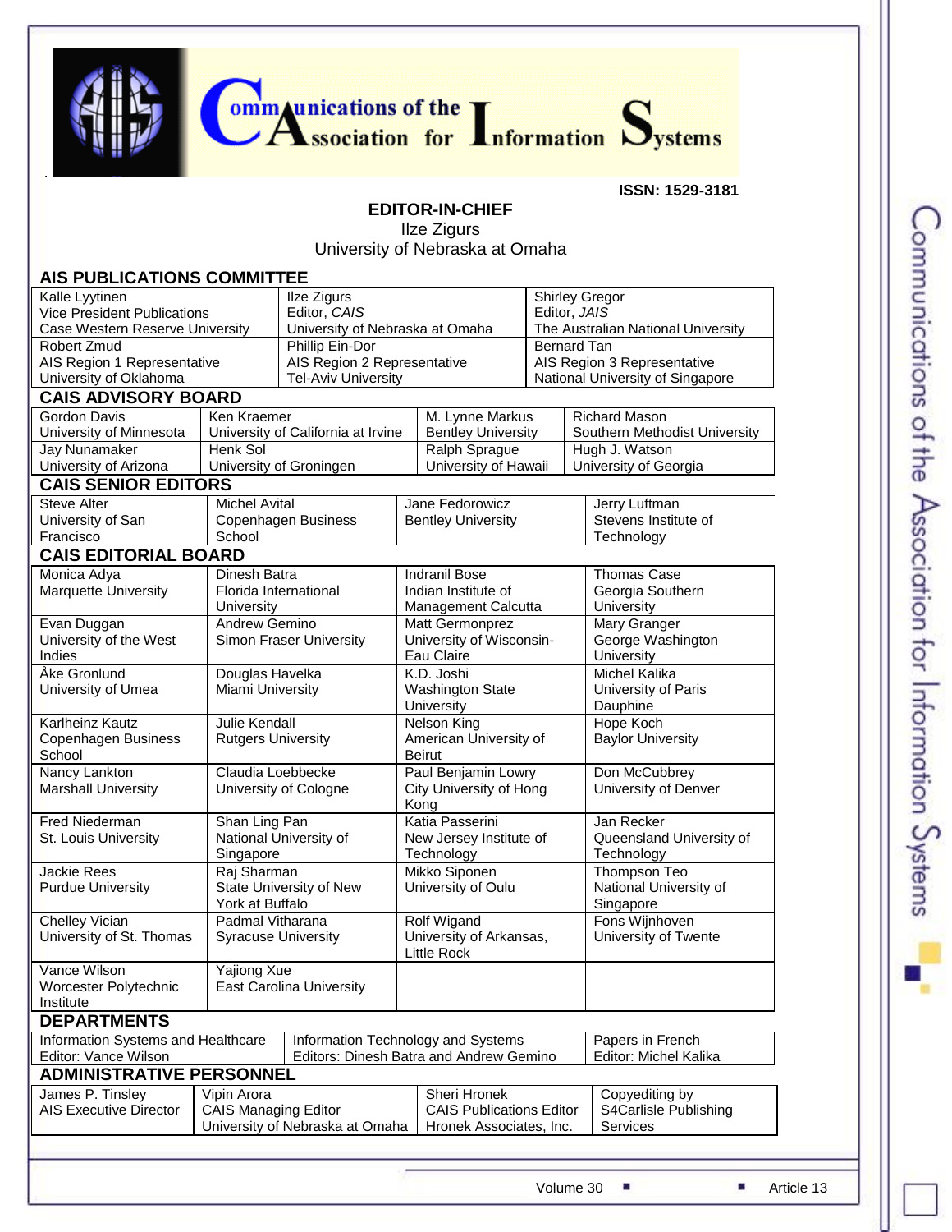# Communications of the Association for Information Systems

**ISSN: 1529-3181**

**EDITOR-IN-CHIEF**
Ilze Zigurs
University of Nebraska at Omaha

## AIS PUBLICATIONS COMMITTEE

| | | |
|---|---|---|
| Kalle Lyytinen<br>Vice President Publications<br>Case Western Reserve University | Ilze Zigurs<br>Editor, *CAIS*<br>University of Nebraska at Omaha | Shirley Gregor<br>Editor, *JAIS*<br>The Australian National University |
| Robert Zmud<br>AIS Region 1 Representative<br>University of Oklahoma | Phillip Ein-Dor<br>AIS Region 2 Representative<br>Tel-Aviv University | Bernard Tan<br>AIS Region 3 Representative<br>National University of Singapore |

## CAIS ADVISORY BOARD

| | | | |
|---|---|---|---|
| Gordon Davis<br>University of Minnesota | Ken Kraemer<br>University of California at Irvine | M. Lynne Markus<br>Bentley University | Richard Mason<br>Southern Methodist University |
| Jay Nunamaker<br>University of Arizona | Henk Sol<br>University of Groningen | Ralph Sprague<br>University of Hawaii | Hugh J. Watson<br>University of Georgia |

## CAIS SENIOR EDITORS

| | | | |
|---|---|---|---|
| Steve Alter<br>University of San Francisco | Michel Avital<br>Copenhagen Business School | Jane Fedorowicz<br>Bentley University | Jerry Luftman<br>Stevens Institute of Technology |

## CAIS EDITORIAL BOARD

| | | | |
|---|---|---|---|
| Monica Adya<br>Marquette University | Dinesh Batra<br>Florida International University | Indranil Bose<br>Indian Institute of Management Calcutta | Thomas Case<br>Georgia Southern University |
| Evan Duggan<br>University of the West Indies | Andrew Gemino<br>Simon Fraser University | Matt Germonprez<br>University of Wisconsin-Eau Claire | Mary Granger<br>George Washington University |
| Åke Gronlund<br>University of Umea | Douglas Havelka<br>Miami University | K.D. Joshi<br>Washington State University | Michel Kalika<br>University of Paris Dauphine |
| Karlheinz Kautz<br>Copenhagen Business School | Julie Kendall<br>Rutgers University | Nelson King<br>American University of Beirut | Hope Koch<br>Baylor University |
| Nancy Lankton<br>Marshall University | Claudia Loebbecke<br>University of Cologne | Paul Benjamin Lowry<br>City University of Hong Kong | Don McCubbrey<br>University of Denver |
| Fred Niederman<br>St. Louis University | Shan Ling Pan<br>National University of Singapore | Katia Passerini<br>New Jersey Institute of Technology | Jan Recker<br>Queensland University of Technology |
| Jackie Rees<br>Purdue University | Raj Sharman<br>State University of New York at Buffalo | Mikko Siponen<br>University of Oulu | Thompson Teo<br>National University of Singapore |
| Chelley Vician<br>University of St. Thomas | Padmal Vitharana<br>Syracuse University | Rolf Wigand<br>University of Arkansas, Little Rock | Fons Wijnhoven<br>University of Twente |
| Vance Wilson<br>Worcester Polytechnic Institute | Yajiong Xue<br>East Carolina University | | |

## DEPARTMENTS

| | | |
|---|---|---|
| Information Systems and Healthcare<br>Editor: Vance Wilson | Information Technology and Systems<br>Editors: Dinesh Batra and Andrew Gemino | Papers in French<br>Editor: Michel Kalika |

## ADMINISTRATIVE PERSONNEL

| | | | |
|---|---|---|---|
| James P. Tinsley<br>AIS Executive Director | Vipin Arora<br>CAIS Managing Editor<br>University of Nebraska at Omaha | Sheri Hronek<br>CAIS Publications Editor<br>Hronek Associates, Inc. | Copyediting by<br>S4Carlisle Publishing Services |